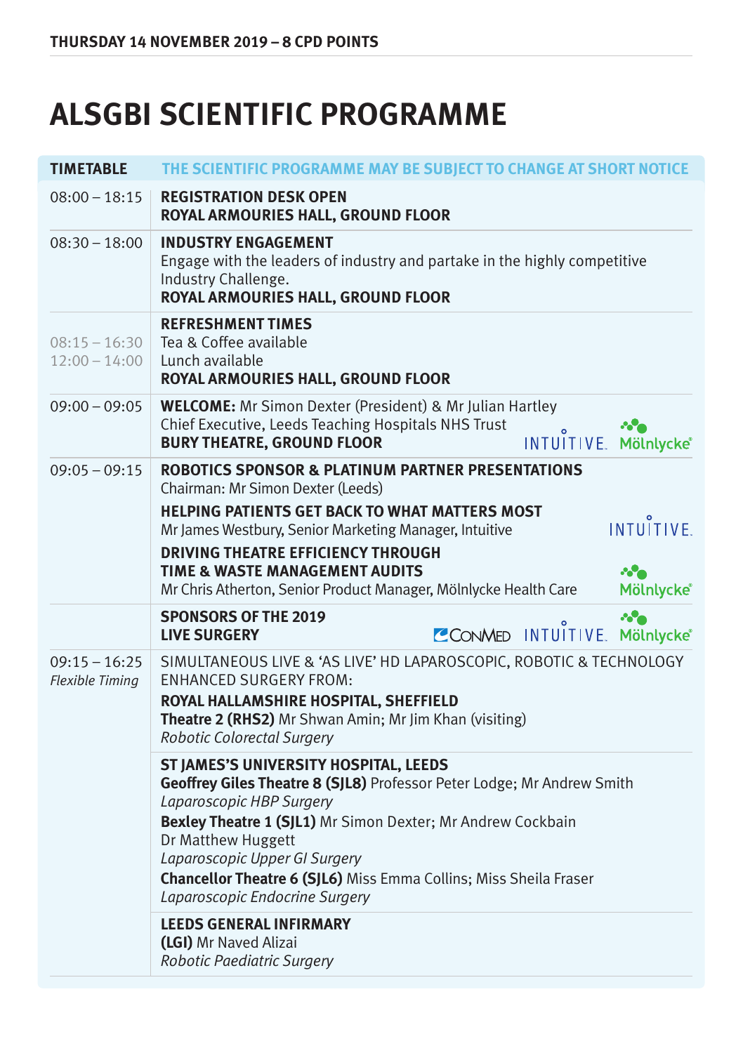**THURSDAY 14 NOVEMBER 2019 – 8 CPD POINTS**

# ALSGBI SCIENTIFIC PROGRAMME

| TIMETABLE | THE SCIENTIFIC PROGRAMME MAY BE SUBJECT TO CHANGE AT SHORT NOTICE |
|---|---|
| 08:00 – 18:15 | **REGISTRATION DESK OPEN**<br>**ROYAL ARMOURIES HALL, GROUND FLOOR** |
| 08:30 – 18:00 | **INDUSTRY ENGAGEMENT**<br>Engage with the leaders of industry and partake in the highly competitive Industry Challenge.<br>**ROYAL ARMOURIES HALL, GROUND FLOOR** |
| 08:15 – 16:30<br>12:00 – 14:00 | **REFRESHMENT TIMES**<br>Tea & Coffee available<br>Lunch available<br>**ROYAL ARMOURIES HALL, GROUND FLOOR** |
| 09:00 – 09:05 | **WELCOME:** Mr Simon Dexter (President) & Mr Julian Hartley<br>Chief Executive, Leeds Teaching Hospitals NHS Trust<br>**BURY THEATRE, GROUND FLOOR**<br>INTUITIVE. Mölnlycke |
| 09:05 – 09:15 | **ROBOTICS SPONSOR & PLATINUM PARTNER PRESENTATIONS**<br>Chairman: Mr Simon Dexter (Leeds)<br>**HELPING PATIENTS GET BACK TO WHAT MATTERS MOST**<br>Mr James Westbury, Senior Marketing Manager, Intuitive — INTUITIVE.<br>**DRIVING THEATRE EFFICIENCY THROUGH TIME & WASTE MANAGEMENT AUDITS**<br>Mr Chris Atherton, Senior Product Manager, Mölnlycke Health Care — Mölnlycke |
| | **SPONSORS OF THE 2019 LIVE SURGERY**<br>CONMED INTUITIVE. Mölnlycke |
| 09:15 – 16:25<br>*Flexible Timing* | SIMULTANEOUS LIVE & 'AS LIVE' HD LAPAROSCOPIC, ROBOTIC & TECHNOLOGY ENHANCED SURGERY FROM:<br>**ROYAL HALLAMSHIRE HOSPITAL, SHEFFIELD**<br>**Theatre 2 (RHS2)** Mr Shwan Amin; Mr Jim Khan (visiting)<br>*Robotic Colorectal Surgery* |
| | **ST JAMES'S UNIVERSITY HOSPITAL, LEEDS**<br>**Geoffrey Giles Theatre 8 (SJL8)** Professor Peter Lodge; Mr Andrew Smith<br>*Laparoscopic HBP Surgery*<br>**Bexley Theatre 1 (SJL1)** Mr Simon Dexter; Mr Andrew Cockbain<br>Dr Matthew Huggett<br>*Laparoscopic Upper GI Surgery*<br>**Chancellor Theatre 6 (SJL6)** Miss Emma Collins; Miss Sheila Fraser<br>*Laparoscopic Endocrine Surgery* |
| | **LEEDS GENERAL INFIRMARY**<br>**(LGI)** Mr Naved Alizai<br>*Robotic Paediatric Surgery* |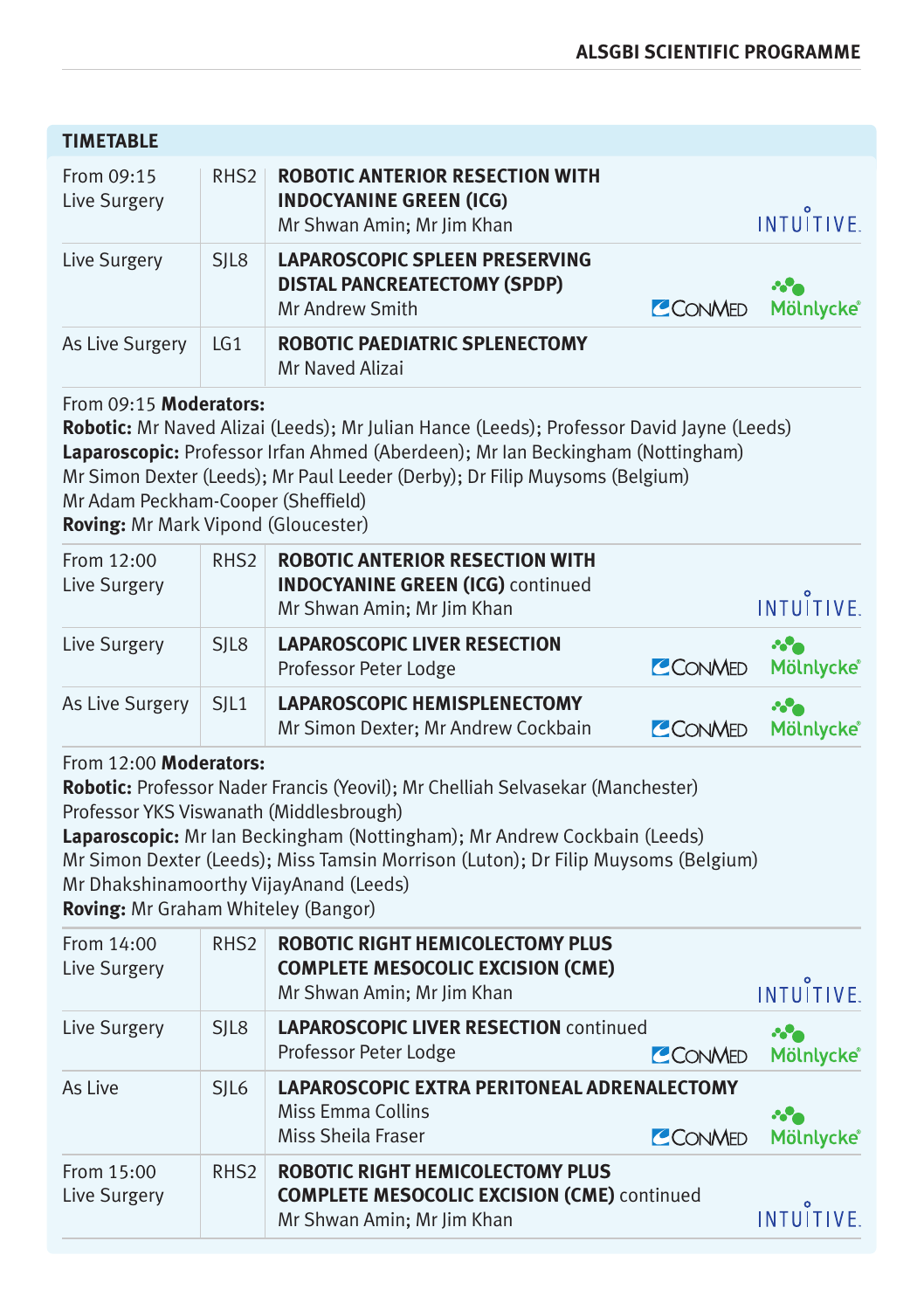## TIMETABLE

| | | | |
|---|---|---|---|
| From 09:15 Live Surgery | RHS2 | **ROBOTIC ANTERIOR RESECTION WITH INDOCYANINE GREEN (ICG)** Mr Shwan Amin; Mr Jim Khan | INTUITIVE. |
| Live Surgery | SJL8 | **LAPAROSCOPIC SPLEEN PRESERVING DISTAL PANCREATECTOMY (SPDP)** Mr Andrew Smith | CONMED Mölnlycke |
| As Live Surgery | LG1 | **ROBOTIC PAEDIATRIC SPLENECTOMY** Mr Naved Alizai | |

From 09:15 **Moderators:**
**Robotic:** Mr Naved Alizai (Leeds); Mr Julian Hance (Leeds); Professor David Jayne (Leeds)
**Laparoscopic:** Professor Irfan Ahmed (Aberdeen); Mr Ian Beckingham (Nottingham)
Mr Simon Dexter (Leeds); Mr Paul Leeder (Derby); Dr Filip Muysoms (Belgium)
Mr Adam Peckham-Cooper (Sheffield)
**Roving:** Mr Mark Vipond (Gloucester)

| | | | |
|---|---|---|---|
| From 12:00 Live Surgery | RHS2 | **ROBOTIC ANTERIOR RESECTION WITH INDOCYANINE GREEN (ICG)** continued Mr Shwan Amin; Mr Jim Khan | INTUITIVE. |
| Live Surgery | SJL8 | **LAPAROSCOPIC LIVER RESECTION** Professor Peter Lodge | CONMED Mölnlycke |
| As Live Surgery | SJL1 | **LAPAROSCOPIC HEMISPLENECTOMY** Mr Simon Dexter; Mr Andrew Cockbain | CONMED Mölnlycke |

From 12:00 **Moderators:**
**Robotic:** Professor Nader Francis (Yeovil); Mr Chelliah Selvasekar (Manchester)
Professor YKS Viswanath (Middlesbrough)
**Laparoscopic:** Mr Ian Beckingham (Nottingham); Mr Andrew Cockbain (Leeds)
Mr Simon Dexter (Leeds); Miss Tamsin Morrison (Luton); Dr Filip Muysoms (Belgium)
Mr Dhakshinamoorthy VijayAnand (Leeds)
**Roving:** Mr Graham Whiteley (Bangor)

| | | | |
|---|---|---|---|
| From 14:00 Live Surgery | RHS2 | **ROBOTIC RIGHT HEMICOLECTOMY PLUS COMPLETE MESOCOLIC EXCISION (CME)** Mr Shwan Amin; Mr Jim Khan | INTUITIVE. |
| Live Surgery | SJL8 | **LAPAROSCOPIC LIVER RESECTION** continued Professor Peter Lodge | CONMED Mölnlycke |
| As Live | SJL6 | **LAPAROSCOPIC EXTRA PERITONEAL ADRENALECTOMY** Miss Emma Collins Miss Sheila Fraser | CONMED Mölnlycke |
| From 15:00 Live Surgery | RHS2 | **ROBOTIC RIGHT HEMICOLECTOMY PLUS COMPLETE MESOCOLIC EXCISION (CME)** continued Mr Shwan Amin; Mr Jim Khan | INTUITIVE. |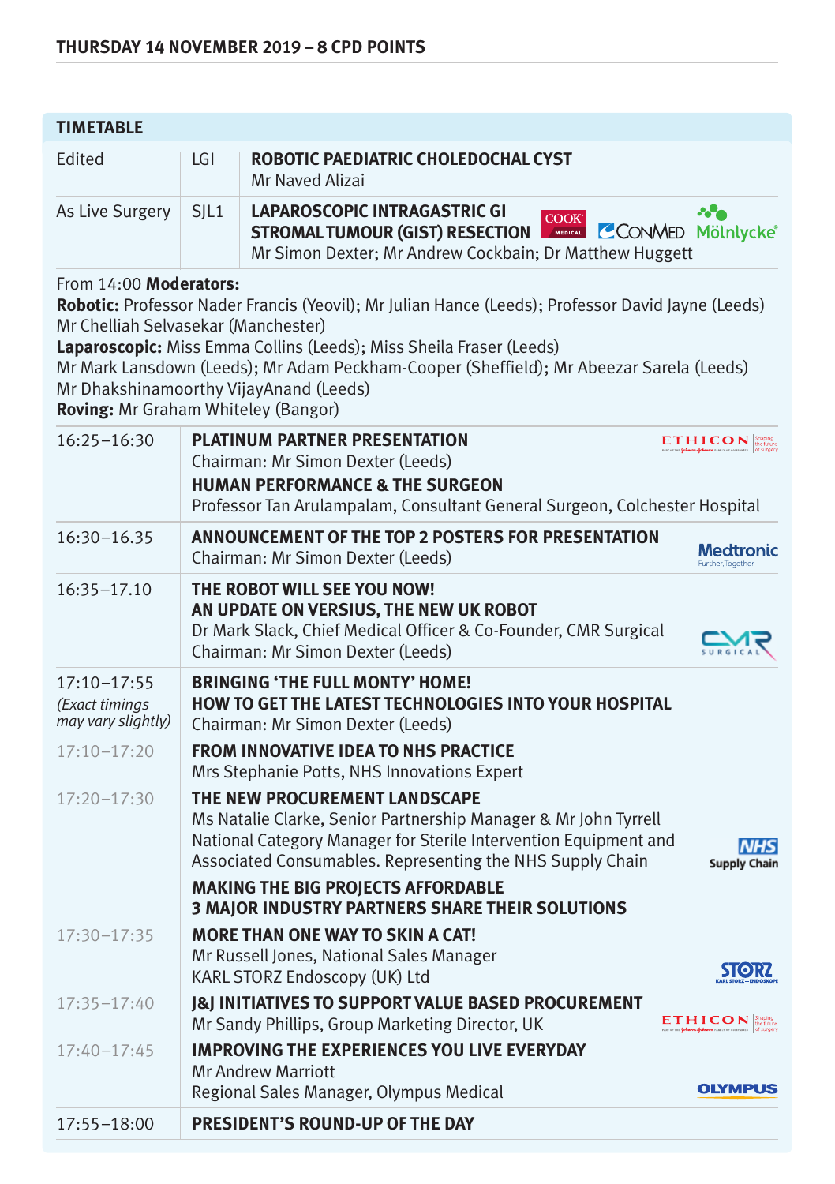## THURSDAY 14 NOVEMBER 2019 – 8 CPD POINTS

### TIMETABLE

| | | |
|---|---|---|
| Edited | LGI | **ROBOTIC PAEDIATRIC CHOLEDOCHAL CYST**<br>Mr Naved Alizai |
| As Live Surgery | SJL1 | **LAPAROSCOPIC INTRAGASTRIC GI STROMAL TUMOUR (GIST) RESECTION**<br>Mr Simon Dexter; Mr Andrew Cockbain; Dr Matthew Huggett |

From 14:00 **Moderators:**
**Robotic:** Professor Nader Francis (Yeovil); Mr Julian Hance (Leeds); Professor David Jayne (Leeds) Mr Chelliah Selvasekar (Manchester)
**Laparoscopic:** Miss Emma Collins (Leeds); Miss Sheila Fraser (Leeds) Mr Mark Lansdown (Leeds); Mr Adam Peckham-Cooper (Sheffield); Mr Abeezar Sarela (Leeds) Mr Dhakshinamoorthy VijayAnand (Leeds)
**Roving:** Mr Graham Whiteley (Bangor)

| | |
|---|---|
| 16:25–16:30 | **PLATINUM PARTNER PRESENTATION**<br>Chairman: Mr Simon Dexter (Leeds)<br>**HUMAN PERFORMANCE & THE SURGEON**<br>Professor Tan Arulampalam, Consultant General Surgeon, Colchester Hospital |
| 16:30–16.35 | **ANNOUNCEMENT OF THE TOP 2 POSTERS FOR PRESENTATION**<br>Chairman: Mr Simon Dexter (Leeds) |
| 16:35–17.10 | **THE ROBOT WILL SEE YOU NOW!**<br>**AN UPDATE ON VERSIUS, THE NEW UK ROBOT**<br>Dr Mark Slack, Chief Medical Officer & Co-Founder, CMR Surgical<br>Chairman: Mr Simon Dexter (Leeds) |
| 17:10–17:55<br>*(Exact timings may vary slightly)* | **BRINGING 'THE FULL MONTY' HOME!**<br>**HOW TO GET THE LATEST TECHNOLOGIES INTO YOUR HOSPITAL**<br>Chairman: Mr Simon Dexter (Leeds) |
| 17:10–17:20 | **FROM INNOVATIVE IDEA TO NHS PRACTICE**<br>Mrs Stephanie Potts, NHS Innovations Expert |
| 17:20–17:30 | **THE NEW PROCUREMENT LANDSCAPE**<br>Ms Natalie Clarke, Senior Partnership Manager & Mr John Tyrrell National Category Manager for Sterile Intervention Equipment and Associated Consumables. Representing the NHS Supply Chain<br>**MAKING THE BIG PROJECTS AFFORDABLE**<br>**3 MAJOR INDUSTRY PARTNERS SHARE THEIR SOLUTIONS** |
| 17:30–17:35 | **MORE THAN ONE WAY TO SKIN A CAT!**<br>Mr Russell Jones, National Sales Manager<br>KARL STORZ Endoscopy (UK) Ltd |
| 17:35–17:40 | **J&J INITIATIVES TO SUPPORT VALUE BASED PROCUREMENT**<br>Mr Sandy Phillips, Group Marketing Director, UK |
| 17:40–17:45 | **IMPROVING THE EXPERIENCES YOU LIVE EVERYDAY**<br>Mr Andrew Marriott<br>Regional Sales Manager, Olympus Medical |
| 17:55–18:00 | **PRESIDENT'S ROUND-UP OF THE DAY** |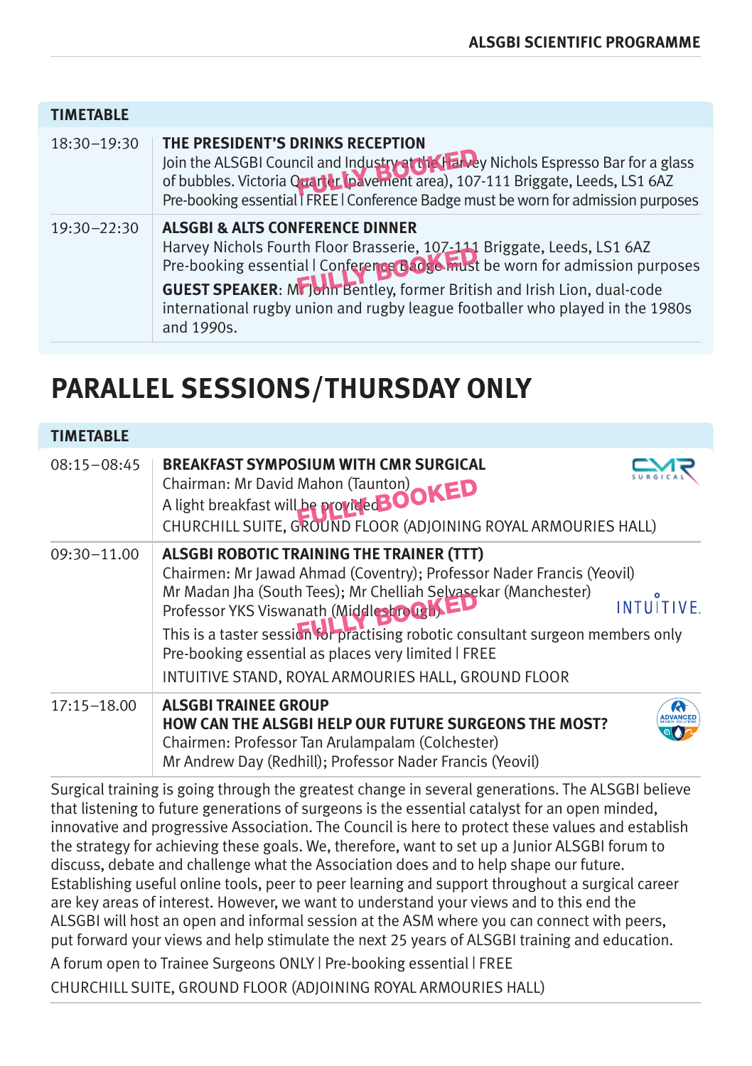## TIMETABLE

| | |
|---|---|
| 18:30–19:30 | **THE PRESIDENT'S DRINKS RECEPTION**<br>Join the ALSGBI Council and Industry at the Harvey Nichols Espresso Bar for a glass of bubbles. Victoria Quarter (pavement area), 107-111 Briggate, Leeds, LS1 6AZ<br>Pre-booking essential \| FREE \| Conference Badge must be worn for admission purposes<br>**FULLY BOOKED** |
| 19:30–22:30 | **ALSGBI & ALTS CONFERENCE DINNER**<br>Harvey Nichols Fourth Floor Brasserie, 107-111 Briggate, Leeds, LS1 6AZ<br>Pre-booking essential \| Conference Badge must be worn for admission purposes<br>**GUEST SPEAKER**: Mr John Bentley, former British and Irish Lion, dual-code international rugby union and rugby league footballer who played in the 1980s and 1990s.<br>**FULLY BOOKED** |

# PARALLEL SESSIONS/THURSDAY ONLY

## TIMETABLE

| | |
|---|---|
| 08:15–08:45 | **BREAKFAST SYMPOSIUM WITH CMR SURGICAL**<br>Chairman: Mr David Mahon (Taunton)<br>A light breakfast will be provided<br>CHURCHILL SUITE, GROUND FLOOR (ADJOINING ROYAL ARMOURIES HALL)<br>**FULLY BOOKED** |
| 09:30–11.00 | **ALSGBI ROBOTIC TRAINING THE TRAINER (TTT)**<br>Chairmen: Mr Jawad Ahmad (Coventry); Professor Nader Francis (Yeovil)<br>Mr Madan Jha (South Tees); Mr Chelliah Selvasekar (Manchester)<br>Professor YKS Viswanath (Middlesbrough)<br>This is a taster session for practising robotic consultant surgeon members only<br>Pre-booking essential as places very limited \| FREE<br>INTUITIVE STAND, ROYAL ARMOURIES HALL, GROUND FLOOR<br>**FULLY BOOKED** |
| 17:15–18.00 | **ALSGBI TRAINEE GROUP**<br>**HOW CAN THE ALSGBI HELP OUR FUTURE SURGEONS THE MOST?**<br>Chairmen: Professor Tan Arulampalam (Colchester)<br>Mr Andrew Day (Redhill); Professor Nader Francis (Yeovil) |

Surgical training is going through the greatest change in several generations. The ALSGBI believe that listening to future generations of surgeons is the essential catalyst for an open minded, innovative and progressive Association. The Council is here to protect these values and establish the strategy for achieving these goals. We, therefore, want to set up a Junior ALSGBI forum to discuss, debate and challenge what the Association does and to help shape our future. Establishing useful online tools, peer to peer learning and support throughout a surgical career are key areas of interest. However, we want to understand your views and to this end the ALSGBI will host an open and informal session at the ASM where you can connect with peers, put forward your views and help stimulate the next 25 years of ALSGBI training and education.

A forum open to Trainee Surgeons ONLY | Pre-booking essential | FREE

CHURCHILL SUITE, GROUND FLOOR (ADJOINING ROYAL ARMOURIES HALL)